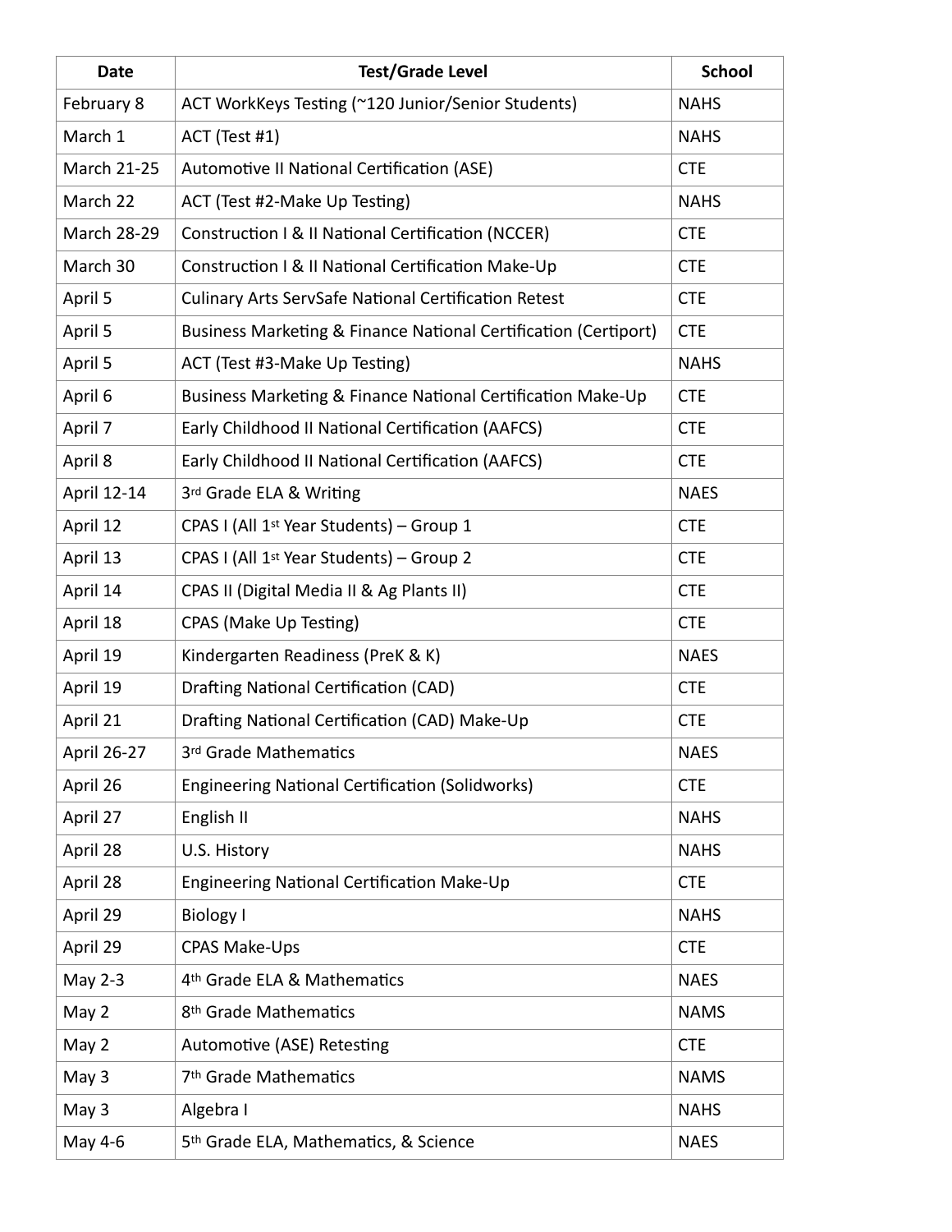| Date | Test/Grade Level | School |
| --- | --- | --- |
| February 8 | ACT WorkKeys Testing (~120 Junior/Senior Students) | NAHS |
| March 1 | ACT (Test #1) | NAHS |
| March 21-25 | Automotive II National Certification (ASE) | CTE |
| March 22 | ACT (Test #2-Make Up Testing) | NAHS |
| March 28-29 | Construction I & II National Certification (NCCER) | CTE |
| March 30 | Construction I & II National Certification Make-Up | CTE |
| April 5 | Culinary Arts ServSafe National Certification Retest | CTE |
| April 5 | Business Marketing & Finance National Certification (Certiport) | CTE |
| April 5 | ACT (Test #3-Make Up Testing) | NAHS |
| April 6 | Business Marketing & Finance National Certification Make-Up | CTE |
| April 7 | Early Childhood II National Certification (AAFCS) | CTE |
| April 8 | Early Childhood II National Certification (AAFCS) | CTE |
| April 12-14 | 3rd Grade ELA & Writing | NAES |
| April 12 | CPAS I (All 1st Year Students) – Group 1 | CTE |
| April 13 | CPAS I (All 1st Year Students) – Group 2 | CTE |
| April 14 | CPAS II (Digital Media II & Ag Plants II) | CTE |
| April 18 | CPAS (Make Up Testing) | CTE |
| April 19 | Kindergarten Readiness (PreK & K) | NAES |
| April 19 | Drafting National Certification (CAD) | CTE |
| April 21 | Drafting National Certification (CAD) Make-Up | CTE |
| April 26-27 | 3rd Grade Mathematics | NAES |
| April 26 | Engineering National Certification (Solidworks) | CTE |
| April 27 | English II | NAHS |
| April 28 | U.S. History | NAHS |
| April 28 | Engineering National Certification Make-Up | CTE |
| April 29 | Biology I | NAHS |
| April 29 | CPAS Make-Ups | CTE |
| May 2-3 | 4th Grade ELA & Mathematics | NAES |
| May 2 | 8th Grade Mathematics | NAMS |
| May 2 | Automotive (ASE) Retesting | CTE |
| May 3 | 7th Grade Mathematics | NAMS |
| May 3 | Algebra I | NAHS |
| May 4-6 | 5th Grade ELA, Mathematics, & Science | NAES |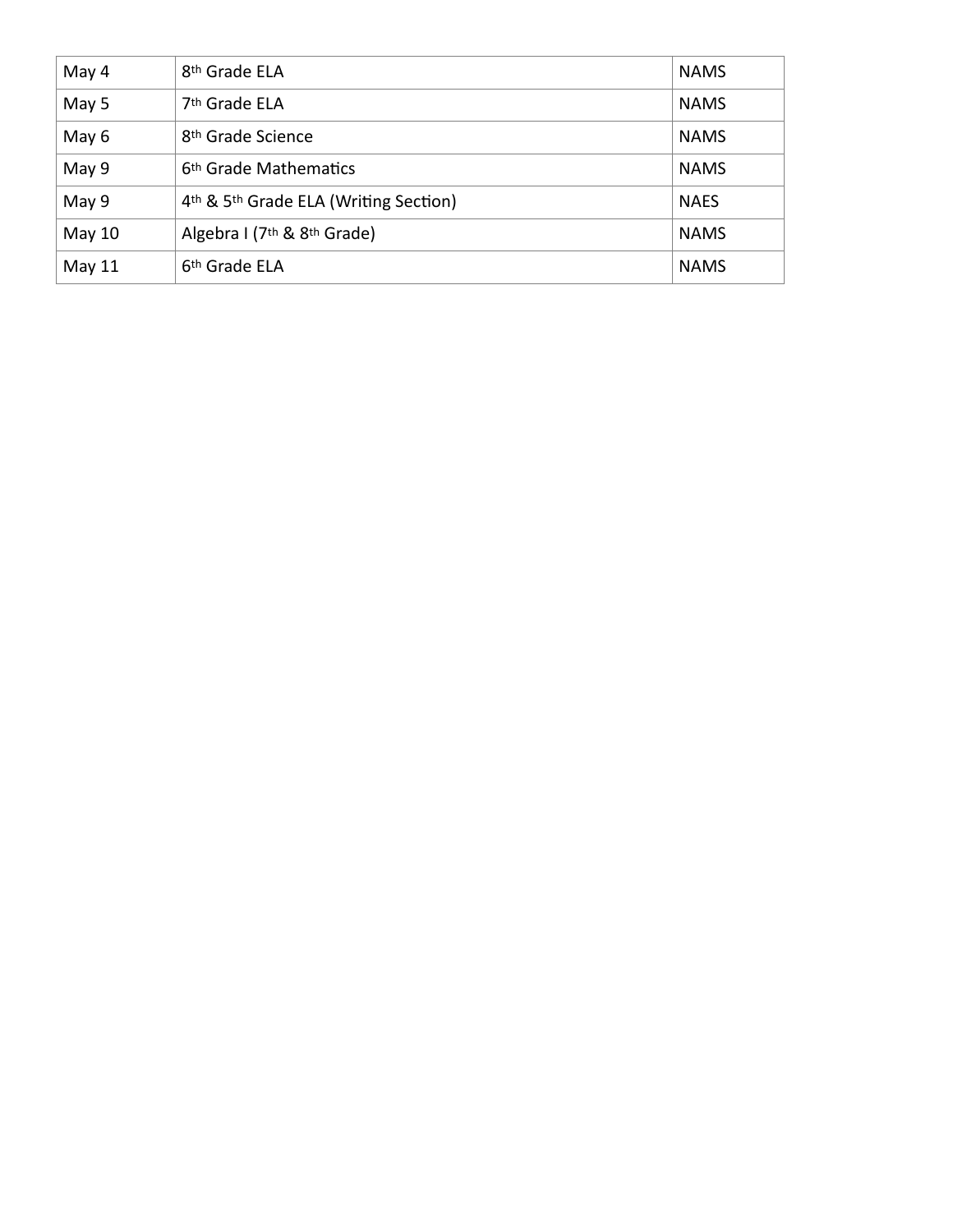| | | |
|---|---|---|
| May 4 | 8th Grade ELA | NAMS |
| May 5 | 7th Grade ELA | NAMS |
| May 6 | 8th Grade Science | NAMS |
| May 9 | 6th Grade Mathematics | NAMS |
| May 9 | 4th & 5th Grade ELA (Writing Section) | NAES |
| May 10 | Algebra I (7th & 8th Grade) | NAMS |
| May 11 | 6th Grade ELA | NAMS |